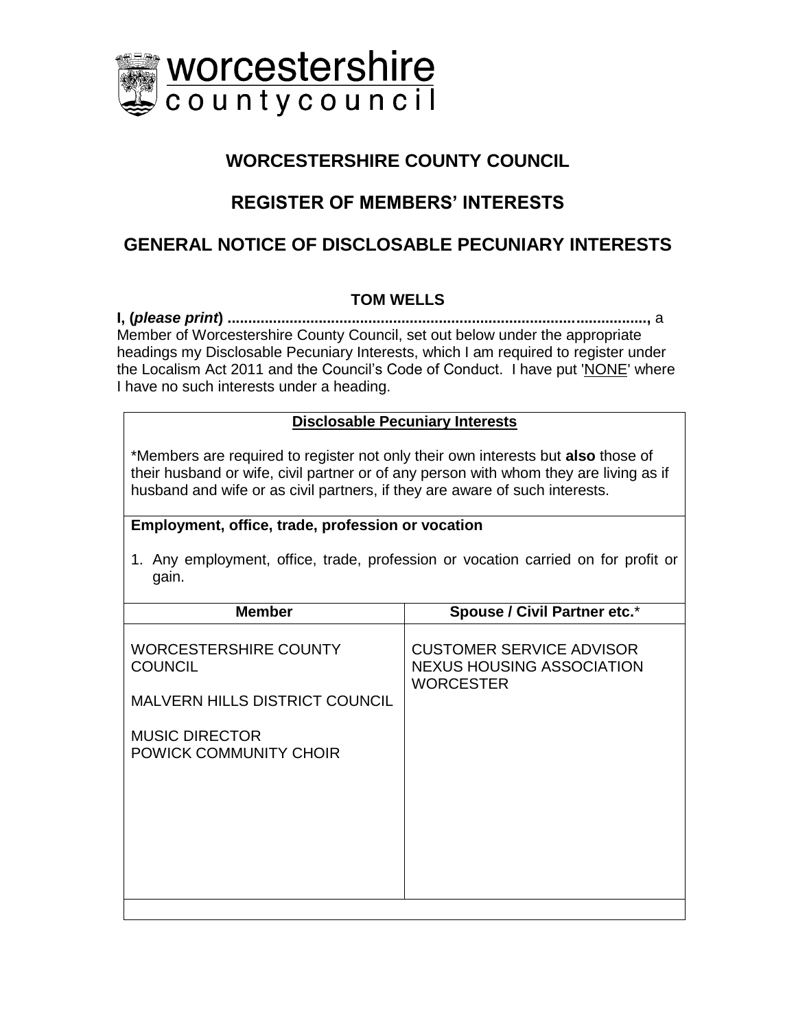# WORCESTERSHIRE COUNTY COUNCIL

## REGISTER OF MEMBERS' INTERESTS

## GENERAL NOTICE OF DISCLOSABLE PECUNIARY INTERESTS

**TOM WELLS**

**I, (*please print*) ..................................................................................................,** a Member of Worcestershire County Council, set out below under the appropriate headings my Disclosable Pecuniary Interests, which I am required to register under the Localism Act 2011 and the Council's Code of Conduct. I have put 'NONE' where I have no such interests under a heading.

**Disclosable Pecuniary Interests**

*Members are required to register not only their own interests but **also** those of their husband or wife, civil partner or of any person with whom they are living as if husband and wife or as civil partners, if they are aware of such interests.

**Employment, office, trade, profession or vocation**

1. Any employment, office, trade, profession or vocation carried on for profit or gain.

| Member | Spouse / Civil Partner etc.* |
| --- | --- |
| WORCESTERSHIRE COUNTY COUNCIL<br><br>MALVERN HILLS DISTRICT COUNCIL<br><br>MUSIC DIRECTOR<br>POWICK COMMUNITY CHOIR | CUSTOMER SERVICE ADVISOR<br>NEXUS HOUSING ASSOCIATION<br>WORCESTER |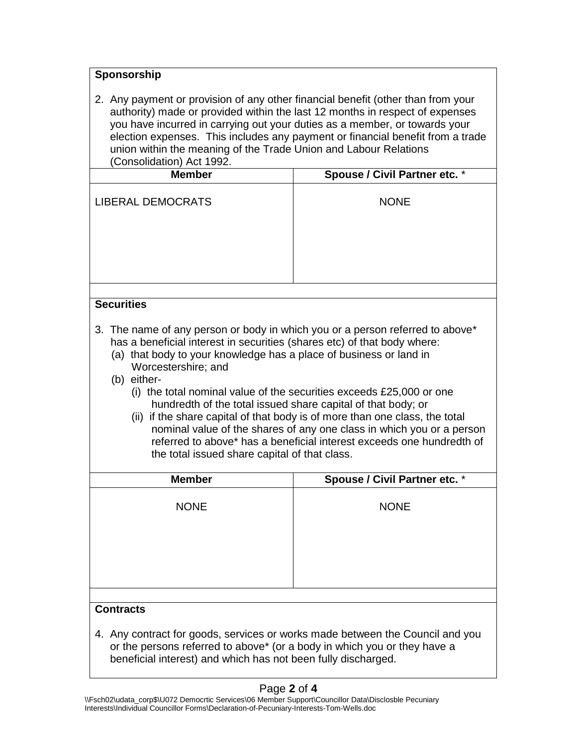**Sponsorship**

2. Any payment or provision of any other financial benefit (other than from your authority) made or provided within the last 12 months in respect of expenses you have incurred in carrying out your duties as a member, or towards your election expenses. This includes any payment or financial benefit from a trade union within the meaning of the Trade Union and Labour Relations (Consolidation) Act 1992.

| Member | Spouse / Civil Partner etc. * |
| --- | --- |
| LIBERAL DEMOCRATS | NONE |

**Securities**

3. The name of any person or body in which you or a person referred to above* has a beneficial interest in securities (shares etc) of that body where:
   (a) that body to your knowledge has a place of business or land in Worcestershire; and
   (b) either-
      (i) the total nominal value of the securities exceeds £25,000 or one hundredth of the total issued share capital of that body; or
      (ii) if the share capital of that body is of more than one class, the total nominal value of the shares of any one class in which you or a person referred to above* has a beneficial interest exceeds one hundredth of the total issued share capital of that class.

| Member | Spouse / Civil Partner etc. * |
| --- | --- |
| NONE | NONE |

**Contracts**

4. Any contract for goods, services or works made between the Council and you or the persons referred to above* (or a body in which you or they have a beneficial interest) and which has not been fully discharged.

\\Fsch02\udata_corp$\U072 Democrtic Services\06 Member Support\Councillor Data\Disclosble Pecuniary Interests\Individual Councillor Forms\Declaration-of-Pecuniary-Interests-Tom-Wells.doc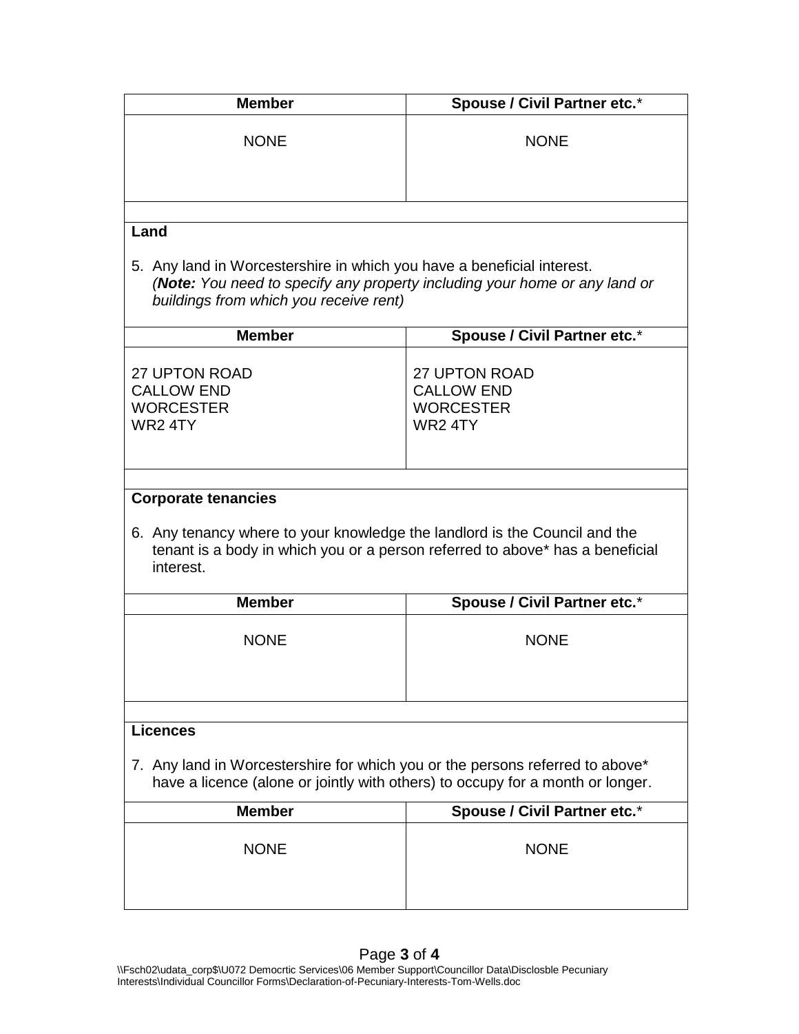| Member | Spouse / Civil Partner etc.* |
|---|---|
| NONE | NONE |

**Land**

5. Any land in Worcestershire in which you have a beneficial interest.
   (***Note:*** *You need to specify any property including your home or any land or buildings from which you receive rent)*

| Member | Spouse / Civil Partner etc.* |
|---|---|
| 27 UPTON ROAD<br>CALLOW END<br>WORCESTER<br>WR2 4TY | 27 UPTON ROAD<br>CALLOW END<br>WORCESTER<br>WR2 4TY |

**Corporate tenancies**

6. Any tenancy where to your knowledge the landlord is the Council and the tenant is a body in which you or a person referred to above* has a beneficial interest.

| Member | Spouse / Civil Partner etc.* |
|---|---|
| NONE | NONE |

**Licences**

7. Any land in Worcestershire for which you or the persons referred to above* have a licence (alone or jointly with others) to occupy for a month or longer.

| Member | Spouse / Civil Partner etc.* |
|---|---|
| NONE | NONE |

\\Fsch02\udata_corp$\U072 Democrtic Services\06 Member Support\Councillor Data\Disclosble Pecuniary Interests\Individual Councillor Forms\Declaration-of-Pecuniary-Interests-Tom-Wells.doc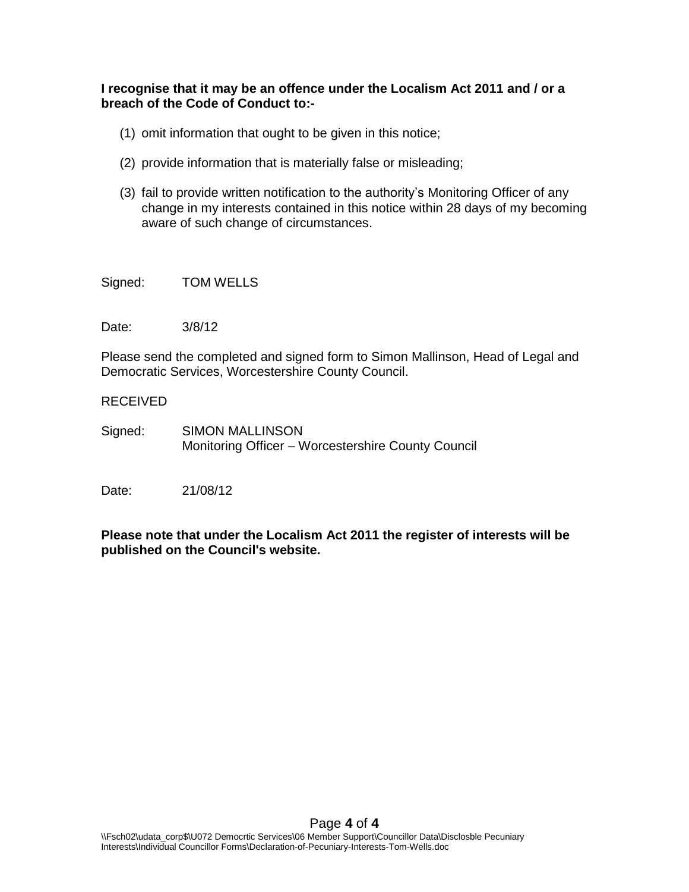**I recognise that it may be an offence under the Localism Act 2011 and / or a breach of the Code of Conduct to:-**

(1) omit information that ought to be given in this notice;

(2) provide information that is materially false or misleading;

(3) fail to provide written notification to the authority's Monitoring Officer of any change in my interests contained in this notice within 28 days of my becoming aware of such change of circumstances.

Signed: TOM WELLS

Date: 3/8/12

Please send the completed and signed form to Simon Mallinson, Head of Legal and Democratic Services, Worcestershire County Council.

RECEIVED

Signed: SIMON MALLINSON
Monitoring Officer – Worcestershire County Council

Date: 21/08/12

**Please note that under the Localism Act 2011 the register of interests will be published on the Council's website.**

\\Fsch02\udata_corp$\U072 Democrtic Services\06 Member Support\Councillor Data\Disclosble Pecuniary Interests\Individual Councillor Forms\Declaration-of-Pecuniary-Interests-Tom-Wells.doc